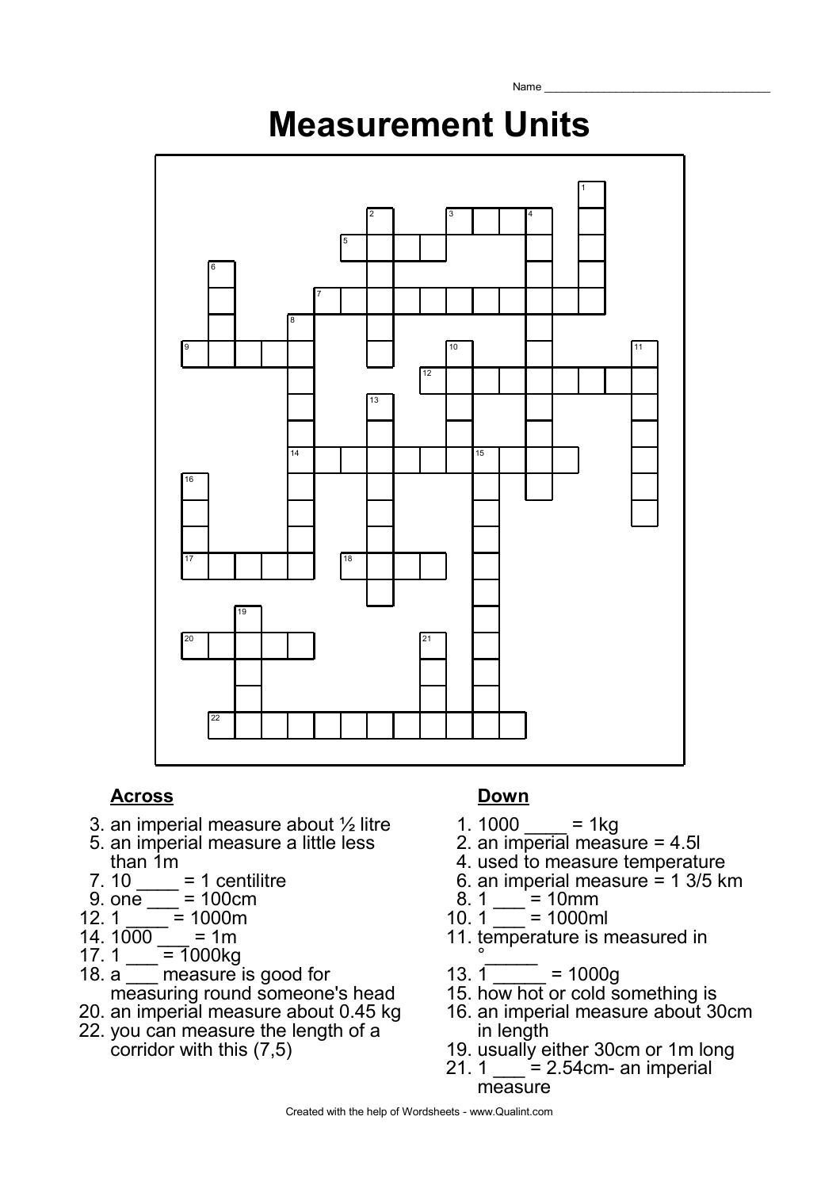Name ___________________________________

# Measurement Units

## Across

3. an imperial measure about ½ litre
5. an imperial measure a little less than 1m
7. 10 ____ = 1 centilitre
9. one ___ = 100cm
12. 1 ____ = 1000m
14. 1000 ___ = 1m
17. 1 ___ = 1000kg
18. a ___ measure is good for measuring round someone's head
20. an imperial measure about 0.45 kg
22. you can measure the length of a corridor with this (7,5)

## Down

1. 1000 ____ = 1kg
2. an imperial measure = 4.5l
4. used to measure temperature
6. an imperial measure = 1 3/5 km
8. 1 ___ = 10mm
10. 1 ___ = 1000ml
11. temperature is measured in °______
13. 1 _____ = 1000g
15. how hot or cold something is
16. an imperial measure about 30cm in length
19. usually either 30cm or 1m long
21. 1 ___ = 2.54cm- an imperial measure

Created with the help of Wordsheets - www.Qualint.com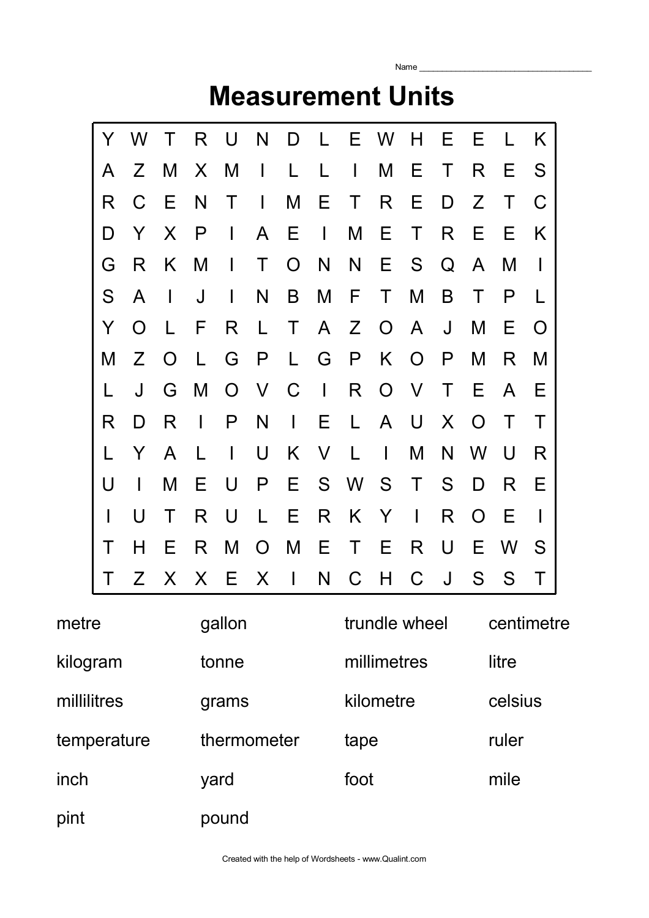Name ___________________________________

# Measurement Units

| | | | | | | | | | | | | | | |
|---|---|---|---|---|---|---|---|---|---|---|---|---|---|---|
| Y | W | T | R | U | N | D | L | E | W | H | E | E | L | K |
| A | Z | M | X | M | I | L | L | I | M | E | T | R | E | S |
| R | C | E | N | T | I | M | E | T | R | E | D | Z | T | C |
| D | Y | X | P | I | A | E | I | M | E | T | R | E | E | K |
| G | R | K | M | I | T | O | N | N | E | S | Q | A | M | I |
| S | A | I | J | I | N | B | M | F | T | M | B | T | P | L |
| Y | O | L | F | R | L | T | A | Z | O | A | J | M | E | O |
| M | Z | O | L | G | P | L | G | P | K | O | P | M | R | M |
| L | J | G | M | O | V | C | I | R | O | V | T | E | A | E |
| R | D | R | I | P | N | I | E | L | A | U | X | O | T | T |
| L | Y | A | L | I | U | K | V | L | I | M | N | W | U | R |
| U | I | M | E | U | P | E | S | W | S | T | S | D | R | E |
| I | U | T | R | U | L | E | R | K | Y | I | R | O | E | I |
| T | H | E | R | M | O | M | E | T | E | R | U | E | W | S |
| T | Z | X | X | E | X | I | N | C | H | C | J | S | S | T |

| | | | |
|---|---|---|---|
| metre | gallon | trundle wheel | centimetre |
| kilogram | tonne | millimetres | litre |
| millilitres | grams | kilometre | celsius |
| temperature | thermometer | tape | ruler |
| inch | yard | foot | mile |
| pint | pound | | |

Created with the help of Wordsheets - www.Qualint.com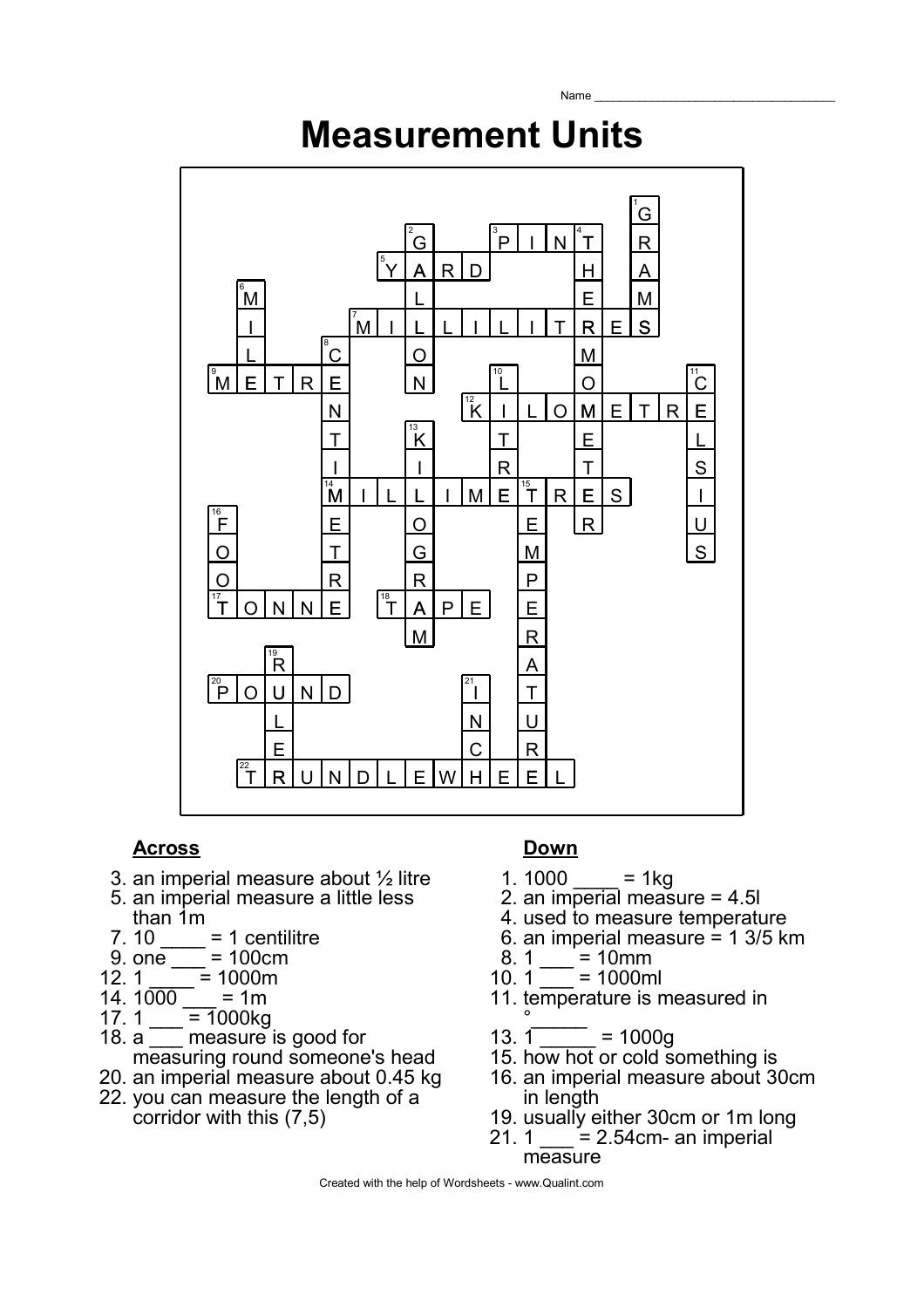Name ___________________________________

# Measurement Units

**Across**

3. an imperial measure about ½ litre
5. an imperial measure a little less than 1m
7. 10 ____ = 1 centilitre
9. one ___ = 100cm
12. 1 ____ = 1000m
14. 1000 ___ = 1m
17. 1 ___ = 1000kg
18. a ___ measure is good for measuring round someone's head
20. an imperial measure about 0.45 kg
22. you can measure the length of a corridor with this (7,5)

**Down**

1. 1000 ____ = 1kg
2. an imperial measure = 4.5l
4. used to measure temperature
6. an imperial measure = 1 3/5 km
8. 1 ___ = 10mm
10. 1 ___ = 1000ml
11. temperature is measured in °_____
13. 1 _____ = 1000g
15. how hot or cold something is
16. an imperial measure about 30cm in length
19. usually either 30cm or 1m long
21. 1 ___ = 2.54cm- an imperial measure

Answers filled in the grid:

- Across: 3. PINT; 5. YARD; 7. MILLILITRES; 9. METRE; 12. KILOMETRE; 14. MILLIMETRES; 17. TONNE; 18. TAPE; 20. POUND; 22. TRUNDLEWHEEL
- Down: 1. GRAMS; 2. GALLON; 4. THERMOMETER; 6. MILE; 8. CENTIMETRE; 10. LITRE; 11. CELSIUS; 13. KILOGRAM; 15. TEMPERATURE; 16. FOOT; 19. RULER; 21. INCH

Created with the help of Wordsheets - www.Qualint.com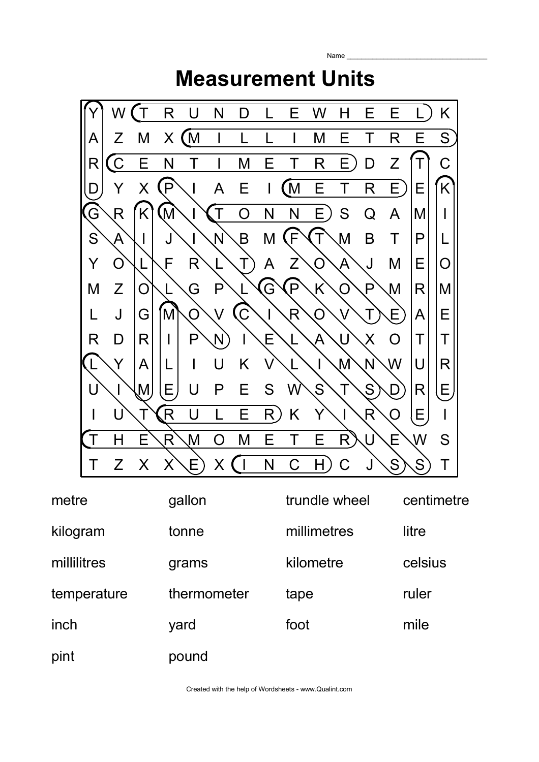Name ___________________________________

# Measurement Units

| | | | | | | | | | | | | | | |
|---|---|---|---|---|---|---|---|---|---|---|---|---|---|---|
| Y | W | T | R | U | N | D | L | E | W | H | E | E | L | K |
| A | Z | M | X | M | I | L | L | I | M | E | T | R | E | S |
| R | C | E | N | T | I | M | E | T | R | E | D | Z | T | C |
| D | Y | X | P | I | A | E | I | M | E | T | R | E | E | K |
| G | R | K | M | I | T | O | N | N | E | S | Q | A | M | I |
| S | A | I | J | I | N | B | M | F | T | M | B | T | P | L |
| Y | O | L | F | R | L | T | A | Z | O | A | J | M | E | O |
| M | Z | O | L | G | P | L | G | P | K | O | P | M | R | M |
| L | J | G | M | O | V | C | I | R | O | V | T | E | A | E |
| R | D | R | I | P | N | I | E | L | A | U | X | O | T | T |
| L | Y | A | L | I | U | K | V | L | I | M | N | W | U | R |
| U | I | M | E | U | P | E | S | W | S | T | S | D | R | E |
| I | U | T | R | U | L | E | R | K | Y | I | R | O | E | I |
| T | H | E | R | M | O | M | E | T | E | R | U | E | W | S |
| T | Z | X | X | E | X | I | N | C | H | C | J | S | S | T |

| | | | |
|---|---|---|---|
| metre | gallon | trundle wheel | centimetre |
| kilogram | tonne | millimetres | litre |
| millilitres | grams | kilometre | celsius |
| temperature | thermometer | tape | ruler |
| inch | yard | foot | mile |
| pint | pound | | |

Created with the help of Wordsheets - www.Qualint.com